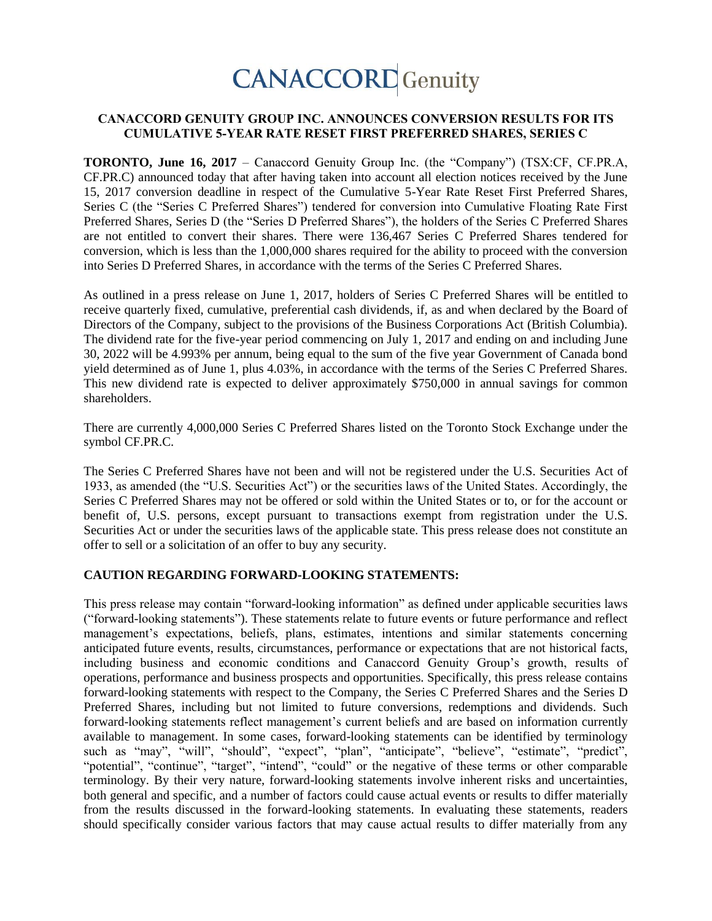# CANACCORD Genuity

## CANACCORD GENUITY GROUP INC. ANNOUNCES CONVERSION RESULTS FOR ITS CUMULATIVE 5-YEAR RATE RESET FIRST PREFERRED SHARES, SERIES C

**TORONTO, June 16, 2017** – Canaccord Genuity Group Inc. (the "Company") (TSX:CF, CF.PR.A, CF.PR.C) announced today that after having taken into account all election notices received by the June 15, 2017 conversion deadline in respect of the Cumulative 5-Year Rate Reset First Preferred Shares, Series C (the "Series C Preferred Shares") tendered for conversion into Cumulative Floating Rate First Preferred Shares, Series D (the "Series D Preferred Shares"), the holders of the Series C Preferred Shares are not entitled to convert their shares. There were 136,467 Series C Preferred Shares tendered for conversion, which is less than the 1,000,000 shares required for the ability to proceed with the conversion into Series D Preferred Shares, in accordance with the terms of the Series C Preferred Shares.

As outlined in a press release on June 1, 2017, holders of Series C Preferred Shares will be entitled to receive quarterly fixed, cumulative, preferential cash dividends, if, as and when declared by the Board of Directors of the Company, subject to the provisions of the Business Corporations Act (British Columbia). The dividend rate for the five-year period commencing on July 1, 2017 and ending on and including June 30, 2022 will be 4.993% per annum, being equal to the sum of the five year Government of Canada bond yield determined as of June 1, plus 4.03%, in accordance with the terms of the Series C Preferred Shares. This new dividend rate is expected to deliver approximately $750,000 in annual savings for common shareholders.

There are currently 4,000,000 Series C Preferred Shares listed on the Toronto Stock Exchange under the symbol CF.PR.C.

The Series C Preferred Shares have not been and will not be registered under the U.S. Securities Act of 1933, as amended (the "U.S. Securities Act") or the securities laws of the United States. Accordingly, the Series C Preferred Shares may not be offered or sold within the United States or to, or for the account or benefit of, U.S. persons, except pursuant to transactions exempt from registration under the U.S. Securities Act or under the securities laws of the applicable state. This press release does not constitute an offer to sell or a solicitation of an offer to buy any security.

### CAUTION REGARDING FORWARD-LOOKING STATEMENTS:

This press release may contain "forward-looking information" as defined under applicable securities laws ("forward-looking statements"). These statements relate to future events or future performance and reflect management's expectations, beliefs, plans, estimates, intentions and similar statements concerning anticipated future events, results, circumstances, performance or expectations that are not historical facts, including business and economic conditions and Canaccord Genuity Group's growth, results of operations, performance and business prospects and opportunities. Specifically, this press release contains forward-looking statements with respect to the Company, the Series C Preferred Shares and the Series D Preferred Shares, including but not limited to future conversions, redemptions and dividends. Such forward-looking statements reflect management's current beliefs and are based on information currently available to management. In some cases, forward-looking statements can be identified by terminology such as "may", "will", "should", "expect", "plan", "anticipate", "believe", "estimate", "predict", "potential", "continue", "target", "intend", "could" or the negative of these terms or other comparable terminology. By their very nature, forward-looking statements involve inherent risks and uncertainties, both general and specific, and a number of factors could cause actual events or results to differ materially from the results discussed in the forward-looking statements. In evaluating these statements, readers should specifically consider various factors that may cause actual results to differ materially from any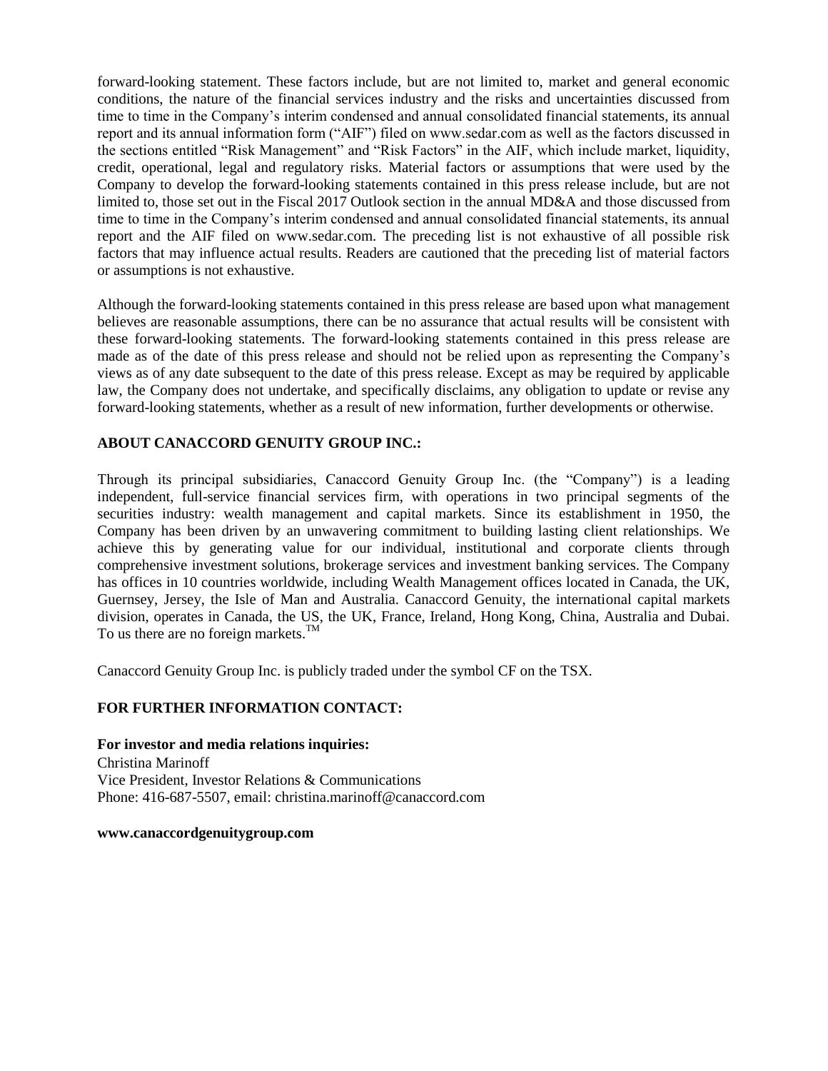forward-looking statement. These factors include, but are not limited to, market and general economic conditions, the nature of the financial services industry and the risks and uncertainties discussed from time to time in the Company's interim condensed and annual consolidated financial statements, its annual report and its annual information form ("AIF") filed on www.sedar.com as well as the factors discussed in the sections entitled "Risk Management" and "Risk Factors" in the AIF, which include market, liquidity, credit, operational, legal and regulatory risks. Material factors or assumptions that were used by the Company to develop the forward-looking statements contained in this press release include, but are not limited to, those set out in the Fiscal 2017 Outlook section in the annual MD&A and those discussed from time to time in the Company's interim condensed and annual consolidated financial statements, its annual report and the AIF filed on www.sedar.com. The preceding list is not exhaustive of all possible risk factors that may influence actual results. Readers are cautioned that the preceding list of material factors or assumptions is not exhaustive.

Although the forward-looking statements contained in this press release are based upon what management believes are reasonable assumptions, there can be no assurance that actual results will be consistent with these forward-looking statements. The forward-looking statements contained in this press release are made as of the date of this press release and should not be relied upon as representing the Company's views as of any date subsequent to the date of this press release. Except as may be required by applicable law, the Company does not undertake, and specifically disclaims, any obligation to update or revise any forward-looking statements, whether as a result of new information, further developments or otherwise.

**ABOUT CANACCORD GENUITY GROUP INC.:**

Through its principal subsidiaries, Canaccord Genuity Group Inc. (the "Company") is a leading independent, full-service financial services firm, with operations in two principal segments of the securities industry: wealth management and capital markets. Since its establishment in 1950, the Company has been driven by an unwavering commitment to building lasting client relationships. We achieve this by generating value for our individual, institutional and corporate clients through comprehensive investment solutions, brokerage services and investment banking services. The Company has offices in 10 countries worldwide, including Wealth Management offices located in Canada, the UK, Guernsey, Jersey, the Isle of Man and Australia. Canaccord Genuity, the international capital markets division, operates in Canada, the US, the UK, France, Ireland, Hong Kong, China, Australia and Dubai. To us there are no foreign markets.™

Canaccord Genuity Group Inc. is publicly traded under the symbol CF on the TSX.

**FOR FURTHER INFORMATION CONTACT:**

**For investor and media relations inquiries:**
Christina Marinoff
Vice President, Investor Relations & Communications
Phone: 416-687-5507, email: christina.marinoff@canaccord.com

**www.canaccordgenuitygroup.com**